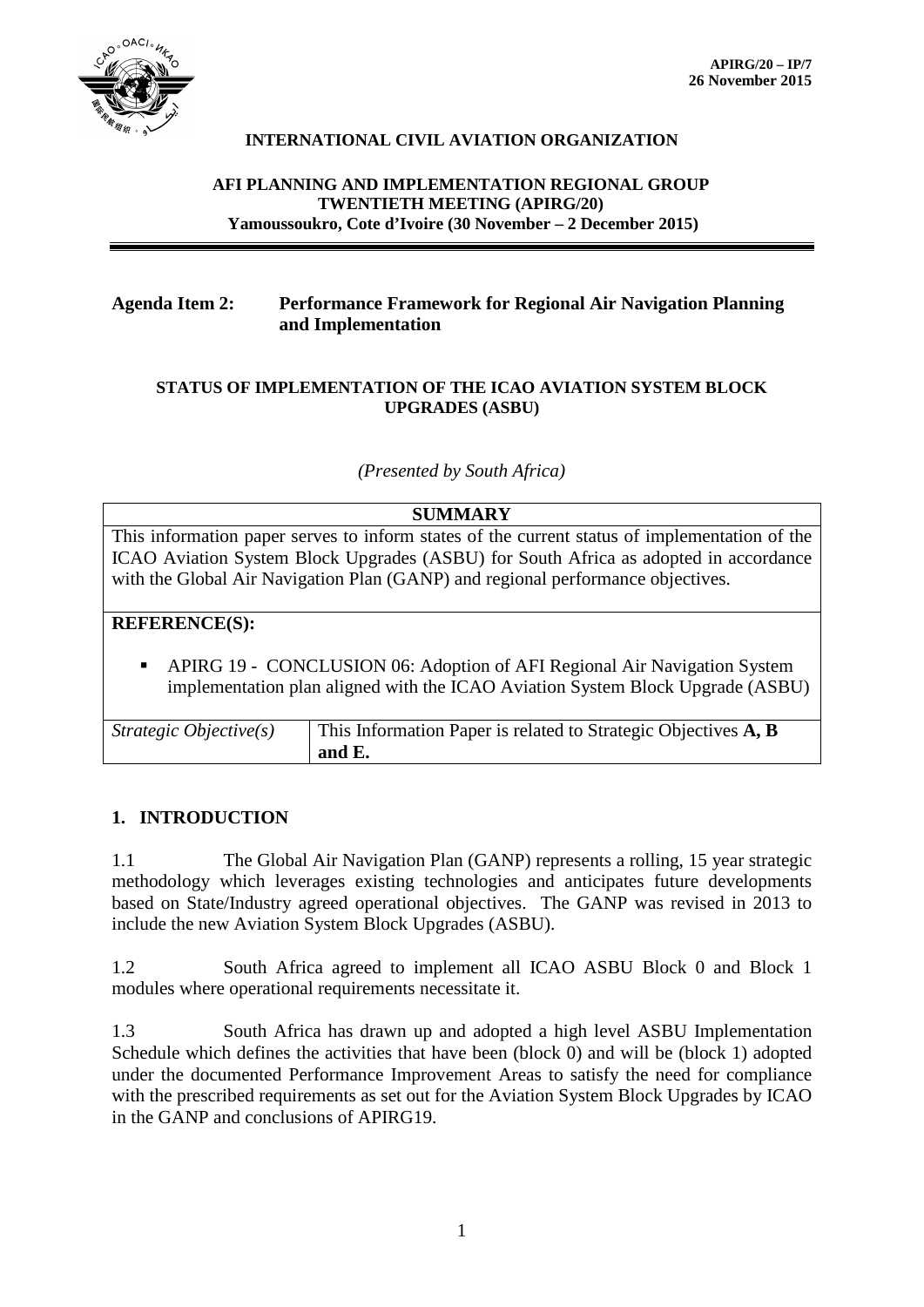**APIRG/20 – IP/7**
**26 November 2015**

**INTERNATIONAL CIVIL AVIATION ORGANIZATION**

**AFI PLANNING AND IMPLEMENTATION REGIONAL GROUP**
**TWENTIETH MEETING (APIRG/20)**
**Yamoussoukro, Cote d'Ivoire (30 November – 2 December 2015)**

---

**Agenda Item 2: Performance Framework for Regional Air Navigation Planning and Implementation**

**STATUS OF IMPLEMENTATION OF THE ICAO AVIATION SYSTEM BLOCK UPGRADES (ASBU)**

*(Presented by South Africa)*

| **SUMMARY** | |
|---|---|
| This information paper serves to inform states of the current status of implementation of the ICAO Aviation System Block Upgrades (ASBU) for South Africa as adopted in accordance with the Global Air Navigation Plan (GANP) and regional performance objectives. | |
| **REFERENCE(S):** <br> ▪ APIRG 19 - CONCLUSION 06: Adoption of AFI Regional Air Navigation System implementation plan aligned with the ICAO Aviation System Block Upgrade (ASBU) | |
| *Strategic Objective(s)* | This Information Paper is related to Strategic Objectives **A, B and E.** |

## 1. INTRODUCTION

1.1 The Global Air Navigation Plan (GANP) represents a rolling, 15 year strategic methodology which leverages existing technologies and anticipates future developments based on State/Industry agreed operational objectives. The GANP was revised in 2013 to include the new Aviation System Block Upgrades (ASBU).

1.2 South Africa agreed to implement all ICAO ASBU Block 0 and Block 1 modules where operational requirements necessitate it.

1.3 South Africa has drawn up and adopted a high level ASBU Implementation Schedule which defines the activities that have been (block 0) and will be (block 1) adopted under the documented Performance Improvement Areas to satisfy the need for compliance with the prescribed requirements as set out for the Aviation System Block Upgrades by ICAO in the GANP and conclusions of APIRG19.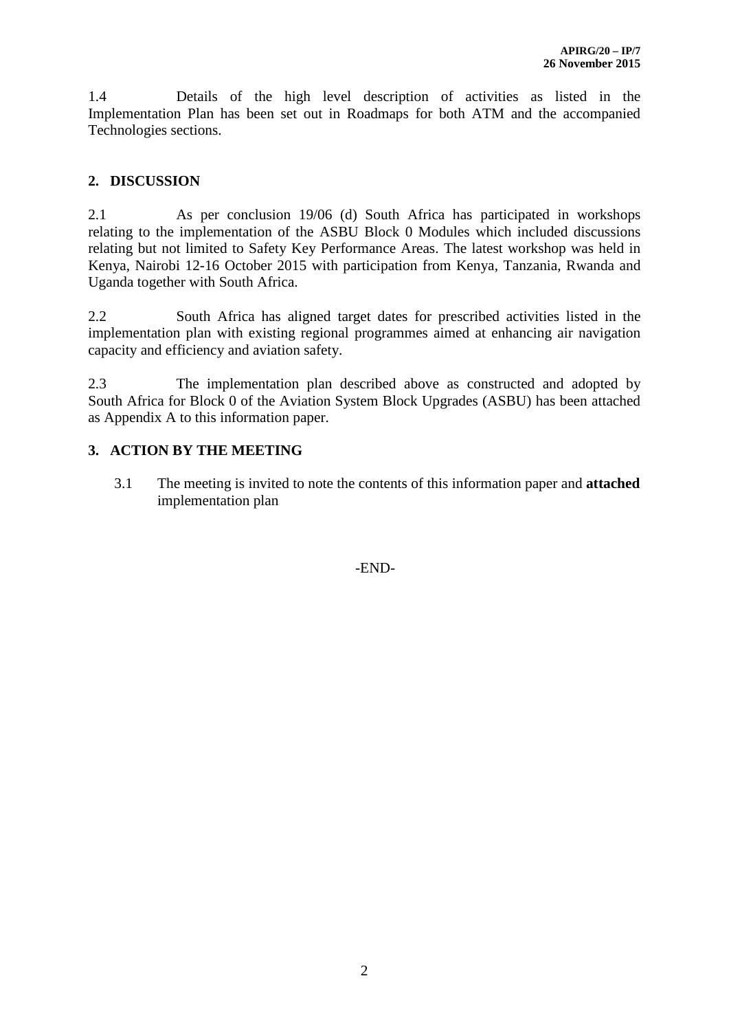1.4 Details of the high level description of activities as listed in the Implementation Plan has been set out in Roadmaps for both ATM and the accompanied Technologies sections.

## 2. DISCUSSION

2.1 As per conclusion 19/06 (d) South Africa has participated in workshops relating to the implementation of the ASBU Block 0 Modules which included discussions relating but not limited to Safety Key Performance Areas. The latest workshop was held in Kenya, Nairobi 12-16 October 2015 with participation from Kenya, Tanzania, Rwanda and Uganda together with South Africa.

2.2 South Africa has aligned target dates for prescribed activities listed in the implementation plan with existing regional programmes aimed at enhancing air navigation capacity and efficiency and aviation safety.

2.3 The implementation plan described above as constructed and adopted by South Africa for Block 0 of the Aviation System Block Upgrades (ASBU) has been attached as Appendix A to this information paper.

## 3. ACTION BY THE MEETING

3.1 The meeting is invited to note the contents of this information paper and **attached** implementation plan

-END-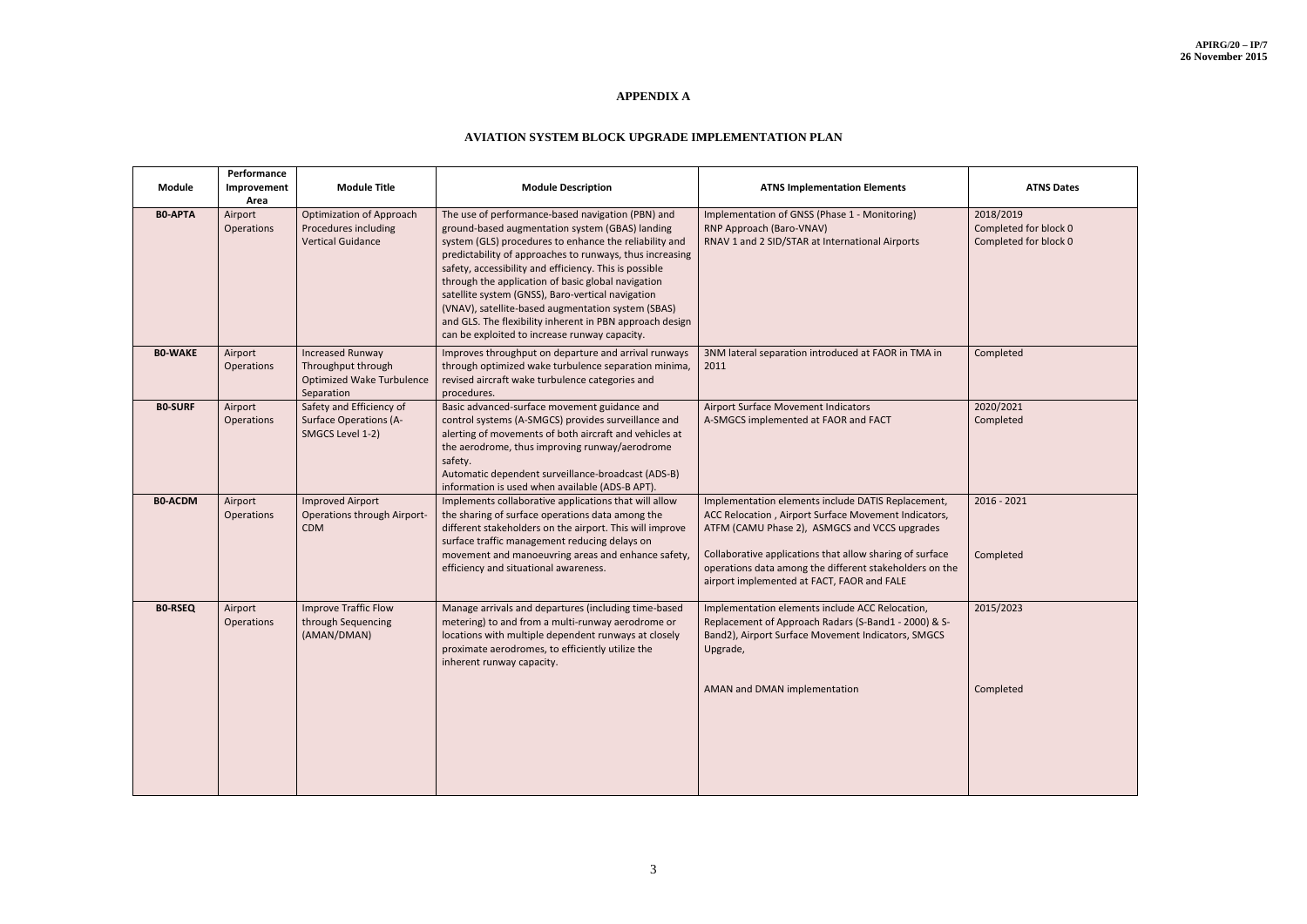# APPENDIX A

## AVIATION SYSTEM BLOCK UPGRADE IMPLEMENTATION PLAN

| Module | Performance Improvement Area | Module Title | Module Description | ATNS Implementation Elements | ATNS Dates |
|---|---|---|---|---|---|
| **B0-APTA** | Airport Operations | Optimization of Approach Procedures including Vertical Guidance | The use of performance-based navigation (PBN) and ground-based augmentation system (GBAS) landing system (GLS) procedures to enhance the reliability and predictability of approaches to runways, thus increasing safety, accessibility and efficiency. This is possible through the application of basic global navigation satellite system (GNSS), Baro-vertical navigation (VNAV), satellite-based augmentation system (SBAS) and GLS. The flexibility inherent in PBN approach design can be exploited to increase runway capacity. | Implementation of GNSS (Phase 1 - Monitoring)<br>RNP Approach (Baro-VNAV)<br>RNAV 1 and 2 SID/STAR at International Airports | 2018/2019<br>Completed for block 0<br>Completed for block 0 |
| **B0-WAKE** | Airport Operations | Increased Runway Throughput through Optimized Wake Turbulence Separation | Improves throughput on departure and arrival runways through optimized wake turbulence separation minima, revised aircraft wake turbulence categories and procedures. | 3NM lateral separation introduced at FAOR in TMA in 2011 | Completed |
| **B0-SURF** | Airport Operations | Safety and Efficiency of Surface Operations (A-SMGCS Level 1-2) | Basic advanced-surface movement guidance and control systems (A-SMGCS) provides surveillance and alerting of movements of both aircraft and vehicles at the aerodrome, thus improving runway/aerodrome safety.<br>Automatic dependent surveillance-broadcast (ADS-B) information is used when available (ADS-B APT). | Airport Surface Movement Indicators<br>A-SMGCS implemented at FAOR and FACT | 2020/2021<br>Completed |
| **B0-ACDM** | Airport Operations | Improved Airport Operations through Airport-CDM | Implements collaborative applications that will allow the sharing of surface operations data among the different stakeholders on the airport. This will improve surface traffic management reducing delays on movement and manoeuvring areas and enhance safety, efficiency and situational awareness. | Implementation elements include DATIS Replacement, ACC Relocation , Airport Surface Movement Indicators, ATFM (CAMU Phase 2), ASMGCS and VCCS upgrades<br><br>Collaborative applications that allow sharing of surface operations data among the different stakeholders on the airport implemented at FACT, FAOR and FALE | 2016 - 2021<br><br><br>Completed |
| **B0-RSEQ** | Airport Operations | Improve Traffic Flow through Sequencing (AMAN/DMAN) | Manage arrivals and departures (including time-based metering) to and from a multi-runway aerodrome or locations with multiple dependent runways at closely proximate aerodromes, to efficiently utilize the inherent runway capacity. | Implementation elements include ACC Relocation, Replacement of Approach Radars (S-Band1 - 2000) & S-Band2), Airport Surface Movement Indicators, SMGCS Upgrade,<br><br>AMAN and DMAN implementation | 2015/2023<br><br><br><br>Completed |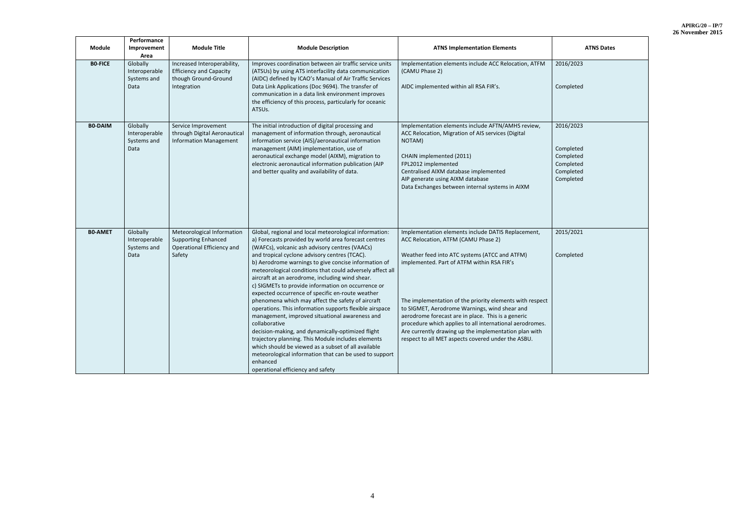| Module | Performance Improvement Area | Module Title | Module Description | ATNS Implementation Elements | ATNS Dates |
|---|---|---|---|---|---|
| **B0-FICE** | Globally Interoperable Systems and Data | Increased Interoperability, Efficiency and Capacity though Ground-Ground Integration | Improves coordination between air traffic service units (ATSUs) by using ATS interfacility data communication (AIDC) defined by ICAO's Manual of Air Traffic Services Data Link Applications (Doc 9694). The transfer of communication in a data link environment improves the efficiency of this process, particularly for oceanic ATSUs. | Implementation elements include ACC Relocation, ATFM (CAMU Phase 2)<br><br>AIDC implemented within all RSA FIR's. | 2016/2023<br><br>Completed |
| **B0-DAIM** | Globally Interoperable Systems and Data | Service Improvement through Digital Aeronautical Information Management | The initial introduction of digital processing and management of information through, aeronautical information service (AIS)/aeronautical information management (AIM) implementation, use of aeronautical exchange model (AIXM), migration to electronic aeronautical information publication (AIP and better quality and availability of data. | Implementation elements include AFTN/AMHS review, ACC Relocation, Migration of AIS services (Digital NOTAM)<br><br>CHAIN implemented (2011)<br>FPL2012 implemented<br>Centralised AIXM database implemented<br>AIP generate using AIXM database<br>Data Exchanges between internal systems in AIXM | 2016/2023<br><br>Completed<br>Completed<br>Completed<br>Completed<br>Completed |
| **B0-AMET** | Globally Interoperable Systems and Data | Meteorological Information Supporting Enhanced Operational Efficiency and Safety | Global, regional and local meteorological information:<br>a) Forecasts provided by world area forecast centres (WAFCs), volcanic ash advisory centres (VAACs) and tropical cyclone advisory centres (TCAC).<br>b) Aerodrome warnings to give concise information of meteorological conditions that could adversely affect all aircraft at an aerodrome, including wind shear.<br>c) SIGMETs to provide information on occurrence or expected occurrence of specific en-route weather phenomena which may affect the safety of aircraft operations. This information supports flexible airspace management, improved situational awareness and collaborative decision-making, and dynamically-optimized flight trajectory planning. This Module includes elements which should be viewed as a subset of all available meteorological information that can be used to support enhanced operational efficiency and safety | Implementation elements include DATIS Replacement, ACC Relocation, ATFM (CAMU Phase 2)<br><br>Weather feed into ATC systems (ATCC and ATFM) implemented. Part of ATFM within RSA FIR's<br><br>The implementation of the priority elements with respect to SIGMET, Aerodrome Warnings, wind shear and aerodrome forecast are in place. This is a generic procedure which applies to all international aerodromes. Are currently drawing up the implementation plan with respect to all MET aspects covered under the ASBU. | 2015/2021<br><br>Completed |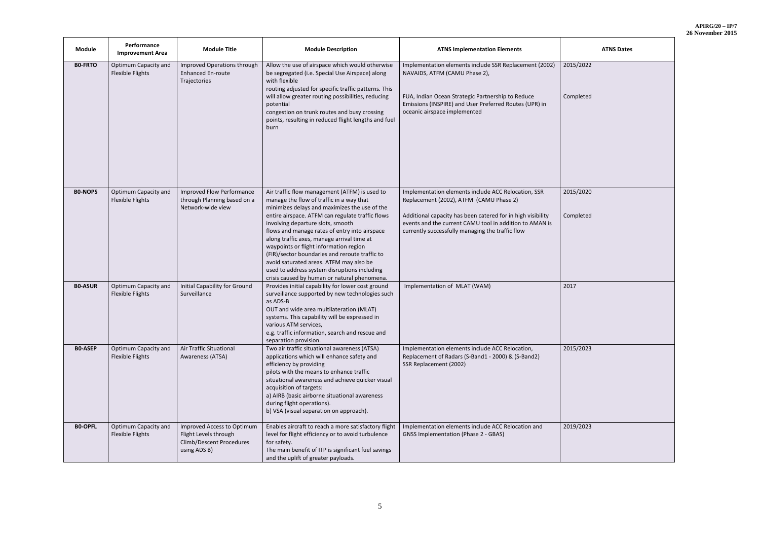| Module | Performance Improvement Area | Module Title | Module Description | ATNS Implementation Elements | ATNS Dates |
|---|---|---|---|---|---|
| **B0-FRTO** | Optimum Capacity and Flexible Flights | Improved Operations through Enhanced En-route Trajectories | Allow the use of airspace which would otherwise be segregated (i.e. Special Use Airspace) along with flexible routing adjusted for specific traffic patterns. This will allow greater routing possibilities, reducing potential congestion on trunk routes and busy crossing points, resulting in reduced flight lengths and fuel burn | Implementation elements include SSR Replacement (2002) NAVAIDS, ATFM (CAMU Phase 2),<br><br>FUA, Indian Ocean Strategic Partnership to Reduce Emissions (INSPIRE) and User Preferred Routes (UPR) in oceanic airspace implemented | 2015/2022<br><br>Completed |
| **B0-NOPS** | Optimum Capacity and Flexible Flights | Improved Flow Performance through Planning based on a Network-wide view | Air traffic flow management (ATFM) is used to manage the flow of traffic in a way that minimizes delays and maximizes the use of the entire airspace. ATFM can regulate traffic flows involving departure slots, smooth flows and manage rates of entry into airspace along traffic axes, manage arrival time at waypoints or flight information region (FIR)/sector boundaries and reroute traffic to avoid saturated areas. ATFM may also be used to address system disruptions including crisis caused by human or natural phenomena. | Implementation elements include ACC Relocation, SSR Replacement (2002), ATFM (CAMU Phase 2)<br><br>Additional capacity has been catered for in high visibility events and the current CAMU tool in addition to AMAN is currently successfully managing the traffic flow | 2015/2020<br><br>Completed |
| **B0-ASUR** | Optimum Capacity and Flexible Flights | Initial Capability for Ground Surveillance | Provides initial capability for lower cost ground surveillance supported by new technologies such as ADS-B OUT and wide area multilateration (MLAT) systems. This capability will be expressed in various ATM services, e.g. traffic information, search and rescue and separation provision. | Implementation of MLAT (WAM) | 2017 |
| **B0-ASEP** | Optimum Capacity and Flexible Flights | Air Traffic Situational Awareness (ATSA) | Two air traffic situational awareness (ATSA) applications which will enhance safety and efficiency by providing pilots with the means to enhance traffic situational awareness and achieve quicker visual acquisition of targets:<br>a) AIRB (basic airborne situational awareness during flight operations).<br>b) VSA (visual separation on approach). | Implementation elements include ACC Relocation, Replacement of Radars (S-Band1 - 2000) & (S-Band2) SSR Replacement (2002) | 2015/2023 |
| **B0-OPFL** | Optimum Capacity and Flexible Flights | Improved Access to Optimum Flight Levels through Climb/Descent Procedures using ADS B) | Enables aircraft to reach a more satisfactory flight level for flight efficiency or to avoid turbulence for safety.<br>The main benefit of ITP is significant fuel savings and the uplift of greater payloads. | Implementation elements include ACC Relocation and GNSS Implementation (Phase 2 - GBAS) | 2019/2023 |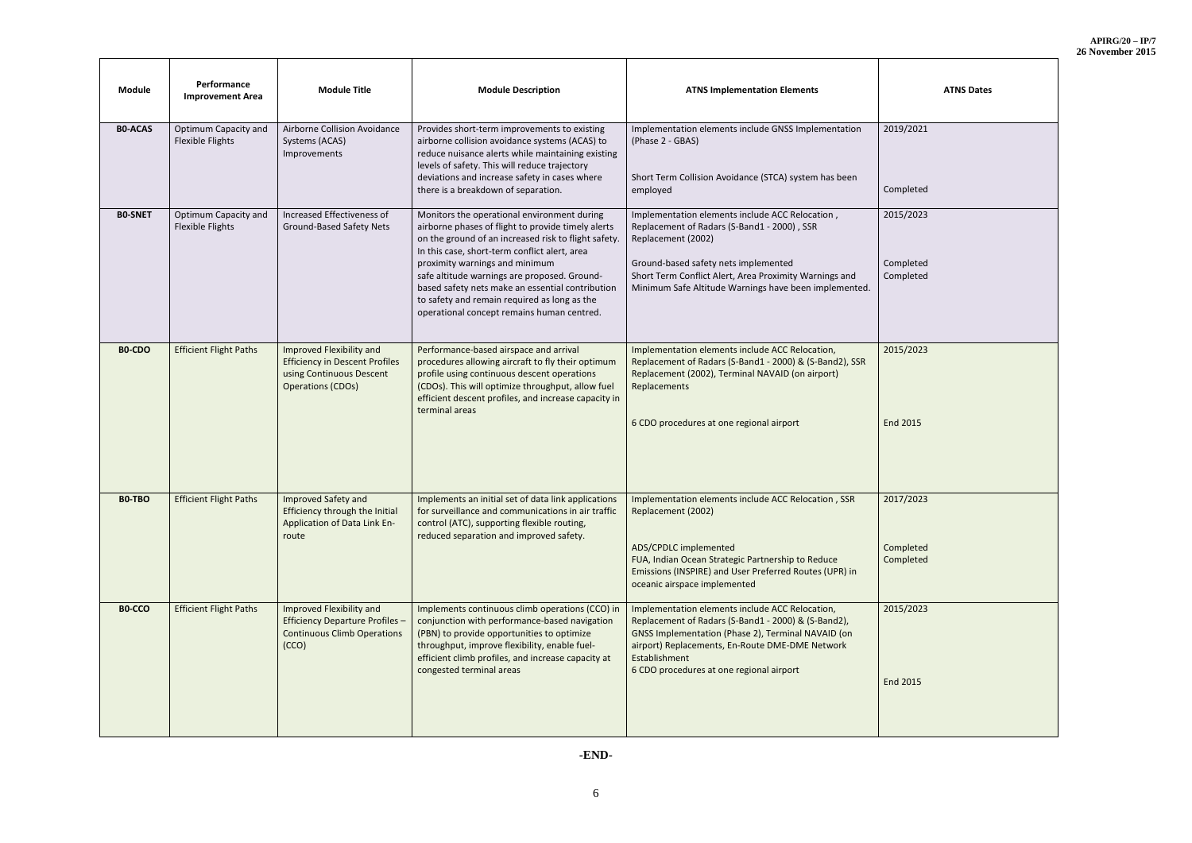| Module | Performance Improvement Area | Module Title | Module Description | ATNS Implementation Elements | ATNS Dates |
|---|---|---|---|---|---|
| **B0-ACAS** | Optimum Capacity and Flexible Flights | Airborne Collision Avoidance Systems (ACAS) Improvements | Provides short-term improvements to existing airborne collision avoidance systems (ACAS) to reduce nuisance alerts while maintaining existing levels of safety. This will reduce trajectory deviations and increase safety in cases where there is a breakdown of separation. | Implementation elements include GNSS Implementation (Phase 2 - GBAS)<br><br>Short Term Collision Avoidance (STCA) system has been employed | 2019/2021<br><br>Completed |
| **B0-SNET** | Optimum Capacity and Flexible Flights | Increased Effectiveness of Ground-Based Safety Nets | Monitors the operational environment during airborne phases of flight to provide timely alerts on the ground of an increased risk to flight safety. In this case, short-term conflict alert, area proximity warnings and minimum safe altitude warnings are proposed. Ground-based safety nets make an essential contribution to safety and remain required as long as the operational concept remains human centred. | Implementation elements include ACC Relocation , Replacement of Radars (S-Band1 - 2000) , SSR Replacement (2002)<br><br>Ground-based safety nets implemented<br>Short Term Conflict Alert, Area Proximity Warnings and Minimum Safe Altitude Warnings have been implemented. | 2015/2023<br><br>Completed<br>Completed |
| **B0-CDO** | Efficient Flight Paths | Improved Flexibility and Efficiency in Descent Profiles using Continuous Descent Operations (CDOs) | Performance-based airspace and arrival procedures allowing aircraft to fly their optimum profile using continuous descent operations (CDOs). This will optimize throughput, allow fuel efficient descent profiles, and increase capacity in terminal areas | Implementation elements include ACC Relocation, Replacement of Radars (S-Band1 - 2000) & (S-Band2), SSR Replacement (2002), Terminal NAVAID (on airport) Replacements<br><br>6 CDO procedures at one regional airport | 2015/2023<br><br>End 2015 |
| **B0-TBO** | Efficient Flight Paths | Improved Safety and Efficiency through the Initial Application of Data Link En-route | Implements an initial set of data link applications for surveillance and communications in air traffic control (ATC), supporting flexible routing, reduced separation and improved safety. | Implementation elements include ACC Relocation , SSR Replacement (2002)<br><br>ADS/CPDLC implemented<br>FUA, Indian Ocean Strategic Partnership to Reduce Emissions (INSPIRE) and User Preferred Routes (UPR) in oceanic airspace implemented | 2017/2023<br><br>Completed<br>Completed |
| **B0-CCO** | Efficient Flight Paths | Improved Flexibility and Efficiency Departure Profiles – Continuous Climb Operations (CCO) | Implements continuous climb operations (CCO) in conjunction with performance-based navigation (PBN) to provide opportunities to optimize throughput, improve flexibility, enable fuel-efficient climb profiles, and increase capacity at congested terminal areas | Implementation elements include ACC Relocation, Replacement of Radars (S-Band1 - 2000) & (S-Band2), GNSS Implementation (Phase 2), Terminal NAVAID (on airport) Replacements, En-Route DME-DME Network Establishment<br>6 CDO procedures at one regional airport | 2015/2023<br><br>End 2015 |

**-END-**